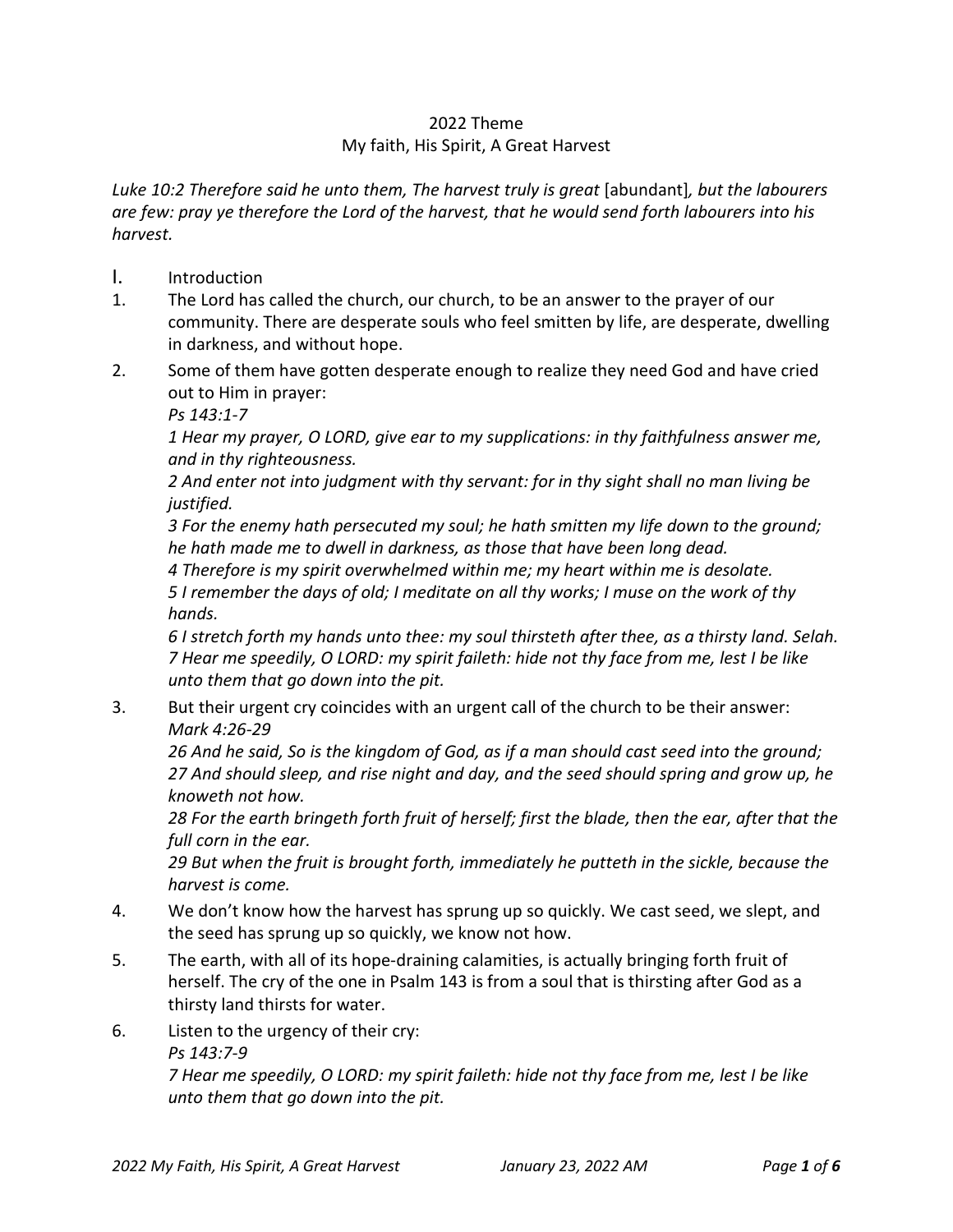# 2022 Theme
## My faith, His Spirit, A Great Harvest

*Luke 10:2 Therefore said he unto them, The harvest truly is great* [abundant]*, but the labourers are few: pray ye therefore the Lord of the harvest, that he would send forth labourers into his harvest.*

I. Introduction

1. The Lord has called the church, our church, to be an answer to the prayer of our community. There are desperate souls who feel smitten by life, are desperate, dwelling in darkness, and without hope.

2. Some of them have gotten desperate enough to realize they need God and have cried out to Him in prayer:
   *Ps 143:1-7*
   *1 Hear my prayer, O LORD, give ear to my supplications: in thy faithfulness answer me, and in thy righteousness.*
   *2 And enter not into judgment with thy servant: for in thy sight shall no man living be justified.*
   *3 For the enemy hath persecuted my soul; he hath smitten my life down to the ground; he hath made me to dwell in darkness, as those that have been long dead.*
   *4 Therefore is my spirit overwhelmed within me; my heart within me is desolate.*
   *5 I remember the days of old; I meditate on all thy works; I muse on the work of thy hands.*
   *6 I stretch forth my hands unto thee: my soul thirsteth after thee, as a thirsty land. Selah.*
   *7 Hear me speedily, O LORD: my spirit faileth: hide not thy face from me, lest I be like unto them that go down into the pit.*

3. But their urgent cry coincides with an urgent call of the church to be their answer:
   *Mark 4:26-29*
   *26 And he said, So is the kingdom of God, as if a man should cast seed into the ground;*
   *27 And should sleep, and rise night and day, and the seed should spring and grow up, he knoweth not how.*
   *28 For the earth bringeth forth fruit of herself; first the blade, then the ear, after that the full corn in the ear.*
   *29 But when the fruit is brought forth, immediately he putteth in the sickle, because the harvest is come.*

4. We don't know how the harvest has sprung up so quickly. We cast seed, we slept, and the seed has sprung up so quickly, we know not how.

5. The earth, with all of its hope-draining calamities, is actually bringing forth fruit of herself. The cry of the one in Psalm 143 is from a soul that is thirsting after God as a thirsty land thirsts for water.

6. Listen to the urgency of their cry:
   *Ps 143:7-9*
   *7 Hear me speedily, O LORD: my spirit faileth: hide not thy face from me, lest I be like unto them that go down into the pit.*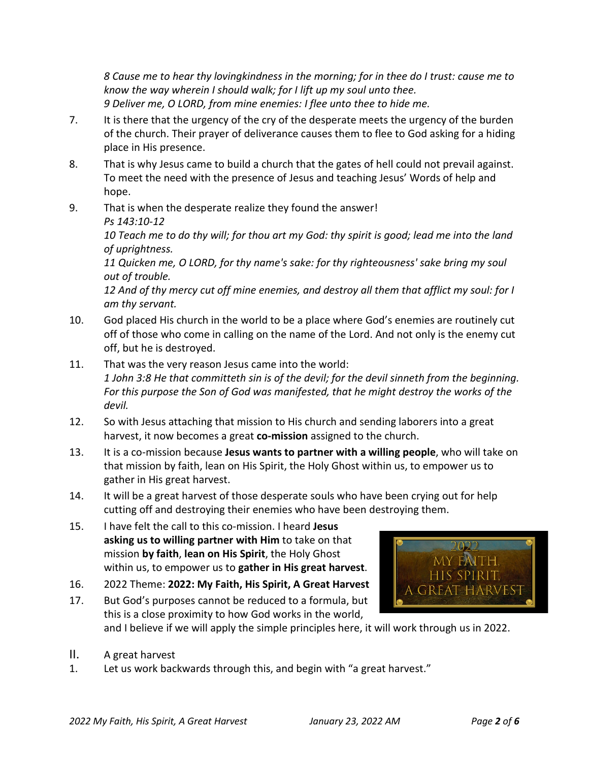*8 Cause me to hear thy lovingkindness in the morning; for in thee do I trust: cause me to know the way wherein I should walk; for I lift up my soul unto thee.*
*9 Deliver me, O LORD, from mine enemies: I flee unto thee to hide me.*

7. It is there that the urgency of the cry of the desperate meets the urgency of the burden of the church. Their prayer of deliverance causes them to flee to God asking for a hiding place in His presence.
8. That is why Jesus came to build a church that the gates of hell could not prevail against. To meet the need with the presence of Jesus and teaching Jesus' Words of help and hope.
9. That is when the desperate realize they found the answer!
   *Ps 143:10-12*
   *10 Teach me to do thy will; for thou art my God: thy spirit is good; lead me into the land of uprightness.*
   *11 Quicken me, O LORD, for thy name's sake: for thy righteousness' sake bring my soul out of trouble.*
   *12 And of thy mercy cut off mine enemies, and destroy all them that afflict my soul: for I am thy servant.*
10. God placed His church in the world to be a place where God's enemies are routinely cut off of those who come in calling on the name of the Lord. And not only is the enemy cut off, but he is destroyed.
11. That was the very reason Jesus came into the world:
    *1 John 3:8 He that committeth sin is of the devil; for the devil sinneth from the beginning. For this purpose the Son of God was manifested, that he might destroy the works of the devil.*
12. So with Jesus attaching that mission to His church and sending laborers into a great harvest, it now becomes a great **co-mission** assigned to the church.
13. It is a co-mission because **Jesus wants to partner with a willing people**, who will take on that mission by faith, lean on His Spirit, the Holy Ghost within us, to empower us to gather in His great harvest.
14. It will be a great harvest of those desperate souls who have been crying out for help cutting off and destroying their enemies who have been destroying them.
15. I have felt the call to this co-mission. I heard **Jesus asking us to willing partner with Him** to take on that mission **by faith**, **lean on His Spirit**, the Holy Ghost within us, to empower us to **gather in His great harvest**.
16. 2022 Theme: **2022: My Faith, His Spirit, A Great Harvest**
17. But God's purposes cannot be reduced to a formula, but this is a close proximity to how God works in the world, and I believe if we will apply the simple principles here, it will work through us in 2022.

## II. A great harvest

1. Let us work backwards through this, and begin with "a great harvest."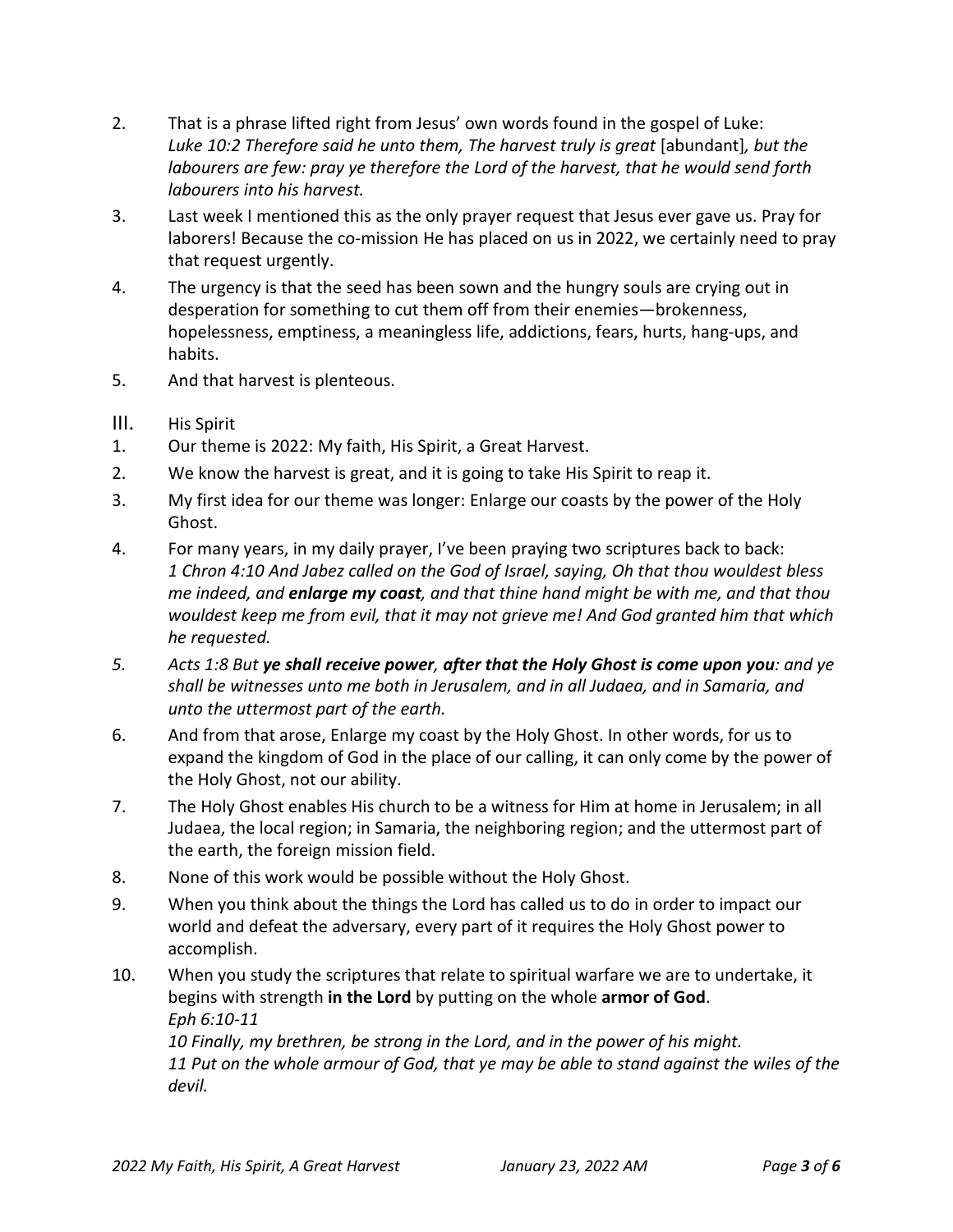2. That is a phrase lifted right from Jesus' own words found in the gospel of Luke: *Luke 10:2 Therefore said he unto them, The harvest truly is great* [abundant]*, but the labourers are few: pray ye therefore the Lord of the harvest, that he would send forth labourers into his harvest.*

3. Last week I mentioned this as the only prayer request that Jesus ever gave us. Pray for laborers! Because the co-mission He has placed on us in 2022, we certainly need to pray that request urgently.

4. The urgency is that the seed has been sown and the hungry souls are crying out in desperation for something to cut them off from their enemies—brokenness, hopelessness, emptiness, a meaningless life, addictions, fears, hurts, hang-ups, and habits.

5. And that harvest is plenteous.

III. His Spirit

1. Our theme is 2022: My faith, His Spirit, a Great Harvest.

2. We know the harvest is great, and it is going to take His Spirit to reap it.

3. My first idea for our theme was longer: Enlarge our coasts by the power of the Holy Ghost.

4. For many years, in my daily prayer, I've been praying two scriptures back to back: *1 Chron 4:10 And Jabez called on the God of Israel, saying, Oh that thou wouldest bless me indeed, and* ***enlarge my coast****, and that thine hand might be with me, and that thou wouldest keep me from evil, that it may not grieve me! And God granted him that which he requested.*

5. *Acts 1:8 But* ***ye shall receive power****,* ***after that the Holy Ghost is come upon you****: and ye shall be witnesses unto me both in Jerusalem, and in all Judaea, and in Samaria, and unto the uttermost part of the earth.*

6. And from that arose, Enlarge my coast by the Holy Ghost. In other words, for us to expand the kingdom of God in the place of our calling, it can only come by the power of the Holy Ghost, not our ability.

7. The Holy Ghost enables His church to be a witness for Him at home in Jerusalem; in all Judaea, the local region; in Samaria, the neighboring region; and the uttermost part of the earth, the foreign mission field.

8. None of this work would be possible without the Holy Ghost.

9. When you think about the things the Lord has called us to do in order to impact our world and defeat the adversary, every part of it requires the Holy Ghost power to accomplish.

10. When you study the scriptures that relate to spiritual warfare we are to undertake, it begins with strength **in the Lord** by putting on the whole **armor of God**.
*Eph 6:10-11*
*10 Finally, my brethren, be strong in the Lord, and in the power of his might.*
*11 Put on the whole armour of God, that ye may be able to stand against the wiles of the devil.*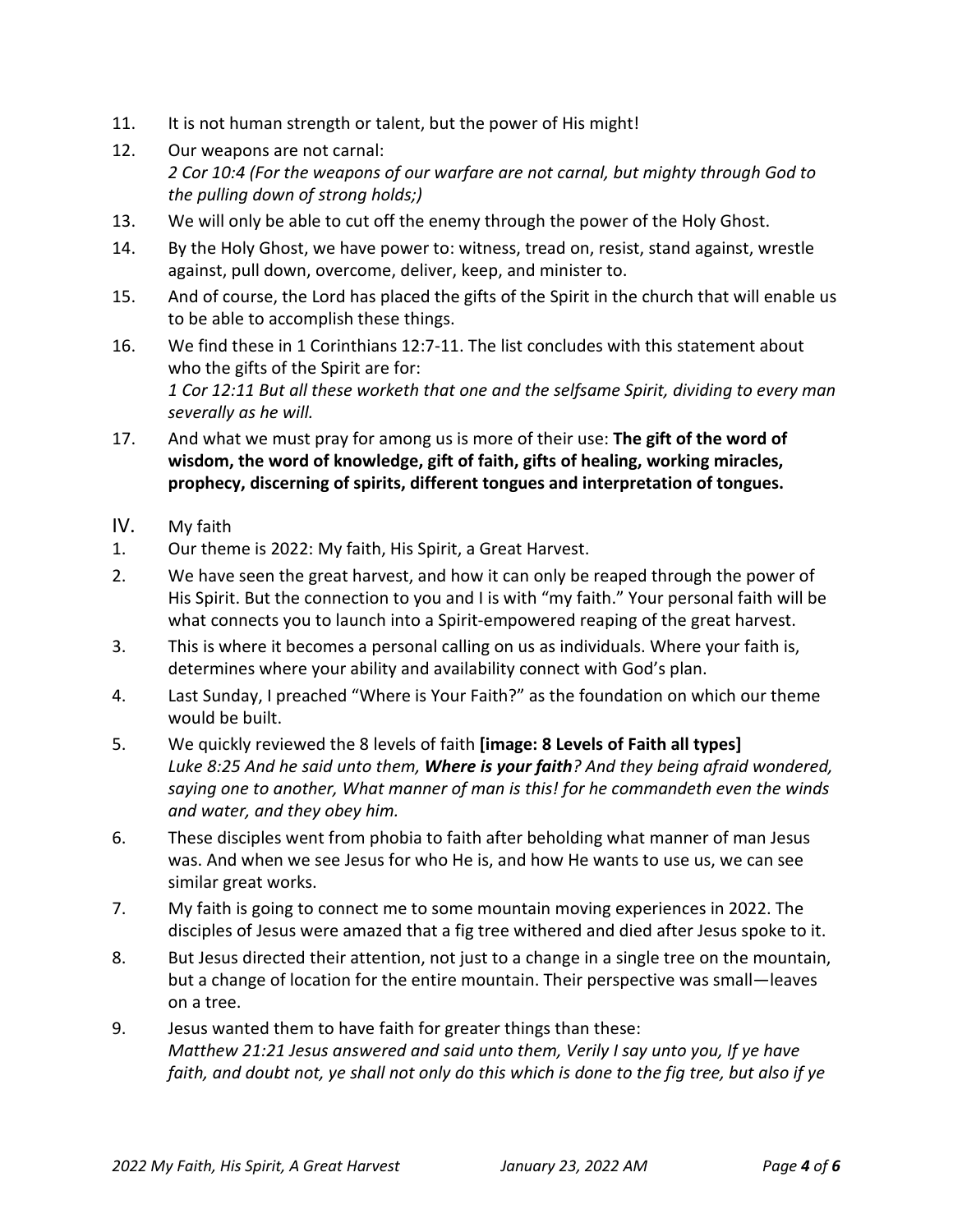11. It is not human strength or talent, but the power of His might!
12. Our weapons are not carnal:
    *2 Cor 10:4 (For the weapons of our warfare are not carnal, but mighty through God to the pulling down of strong holds;)*
13. We will only be able to cut off the enemy through the power of the Holy Ghost.
14. By the Holy Ghost, we have power to: witness, tread on, resist, stand against, wrestle against, pull down, overcome, deliver, keep, and minister to.
15. And of course, the Lord has placed the gifts of the Spirit in the church that will enable us to be able to accomplish these things.
16. We find these in 1 Corinthians 12:7-11. The list concludes with this statement about who the gifts of the Spirit are for:
    *1 Cor 12:11 But all these worketh that one and the selfsame Spirit, dividing to every man severally as he will.*
17. And what we must pray for among us is more of their use: **The gift of the word of wisdom, the word of knowledge, gift of faith, gifts of healing, working miracles, prophecy, discerning of spirits, different tongues and interpretation of tongues.**

## IV. My faith

1. Our theme is 2022: My faith, His Spirit, a Great Harvest.
2. We have seen the great harvest, and how it can only be reaped through the power of His Spirit. But the connection to you and I is with "my faith." Your personal faith will be what connects you to launch into a Spirit-empowered reaping of the great harvest.
3. This is where it becomes a personal calling on us as individuals. Where your faith is, determines where your ability and availability connect with God's plan.
4. Last Sunday, I preached "Where is Your Faith?" as the foundation on which our theme would be built.
5. We quickly reviewed the 8 levels of faith **[image: 8 Levels of Faith all types]**
   *Luke 8:25 And he said unto them, **Where is your faith**? And they being afraid wondered, saying one to another, What manner of man is this! for he commandeth even the winds and water, and they obey him.*
6. These disciples went from phobia to faith after beholding what manner of man Jesus was. And when we see Jesus for who He is, and how He wants to use us, we can see similar great works.
7. My faith is going to connect me to some mountain moving experiences in 2022. The disciples of Jesus were amazed that a fig tree withered and died after Jesus spoke to it.
8. But Jesus directed their attention, not just to a change in a single tree on the mountain, but a change of location for the entire mountain. Their perspective was small—leaves on a tree.
9. Jesus wanted them to have faith for greater things than these:
   *Matthew 21:21 Jesus answered and said unto them, Verily I say unto you, If ye have faith, and doubt not, ye shall not only do this which is done to the fig tree, but also if ye*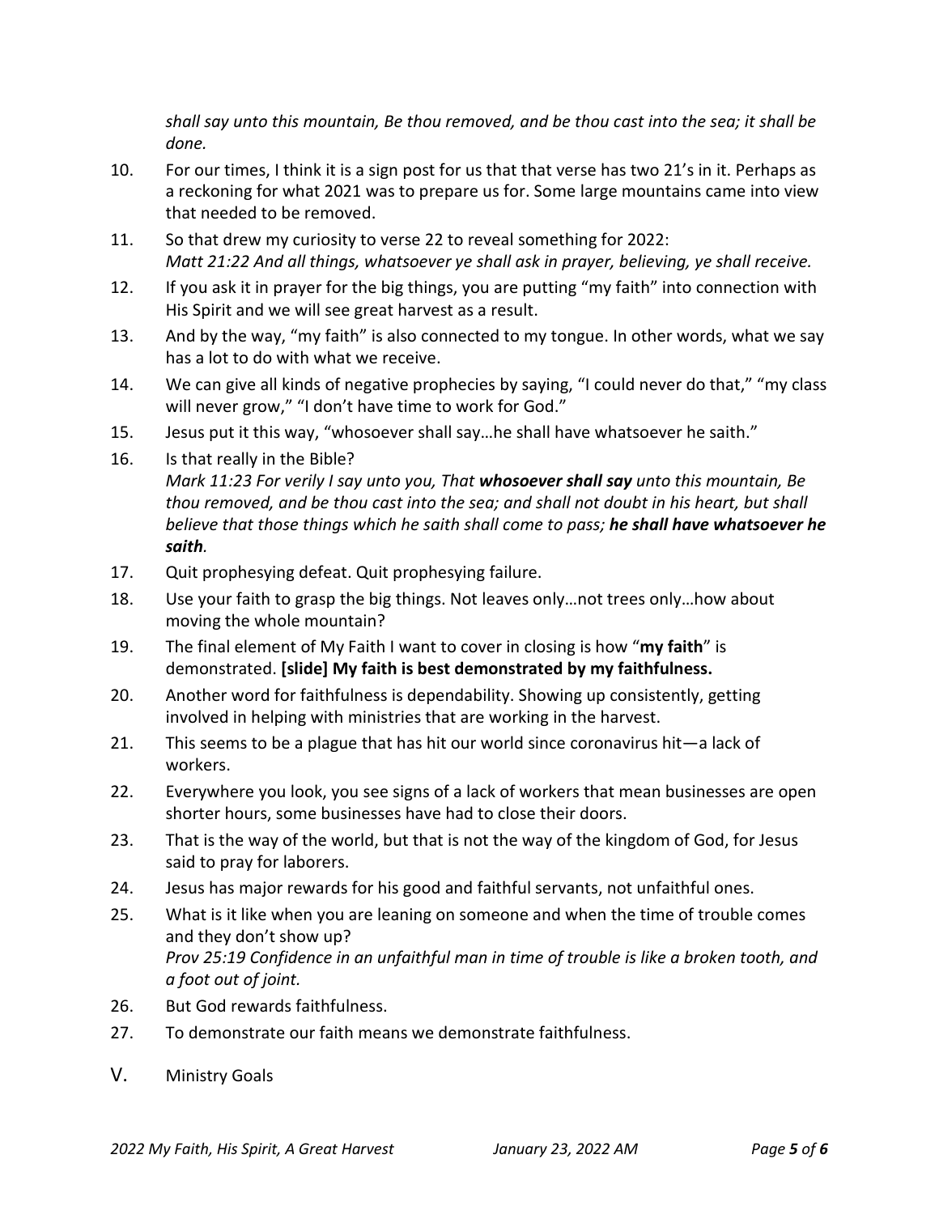*shall say unto this mountain, Be thou removed, and be thou cast into the sea; it shall be done.*

10. For our times, I think it is a sign post for us that that verse has two 21's in it. Perhaps as a reckoning for what 2021 was to prepare us for. Some large mountains came into view that needed to be removed.
11. So that drew my curiosity to verse 22 to reveal something for 2022:
*Matt 21:22 And all things, whatsoever ye shall ask in prayer, believing, ye shall receive.*
12. If you ask it in prayer for the big things, you are putting "my faith" into connection with His Spirit and we will see great harvest as a result.
13. And by the way, "my faith" is also connected to my tongue. In other words, what we say has a lot to do with what we receive.
14. We can give all kinds of negative prophecies by saying, "I could never do that," "my class will never grow," "I don't have time to work for God."
15. Jesus put it this way, "whosoever shall say…he shall have whatsoever he saith."
16. Is that really in the Bible?
*Mark 11:23 For verily I say unto you, That **whosoever shall say** unto this mountain, Be thou removed, and be thou cast into the sea; and shall not doubt in his heart, but shall believe that those things which he saith shall come to pass; **he shall have whatsoever he saith**.*
17. Quit prophesying defeat. Quit prophesying failure.
18. Use your faith to grasp the big things. Not leaves only…not trees only…how about moving the whole mountain?
19. The final element of My Faith I want to cover in closing is how "**my faith**" is demonstrated. **[slide] My faith is best demonstrated by my faithfulness.**
20. Another word for faithfulness is dependability. Showing up consistently, getting involved in helping with ministries that are working in the harvest.
21. This seems to be a plague that has hit our world since coronavirus hit—a lack of workers.
22. Everywhere you look, you see signs of a lack of workers that mean businesses are open shorter hours, some businesses have had to close their doors.
23. That is the way of the world, but that is not the way of the kingdom of God, for Jesus said to pray for laborers.
24. Jesus has major rewards for his good and faithful servants, not unfaithful ones.
25. What is it like when you are leaning on someone and when the time of trouble comes and they don't show up?
*Prov 25:19 Confidence in an unfaithful man in time of trouble is like a broken tooth, and a foot out of joint.*
26. But God rewards faithfulness.
27. To demonstrate our faith means we demonstrate faithfulness.

V. Ministry Goals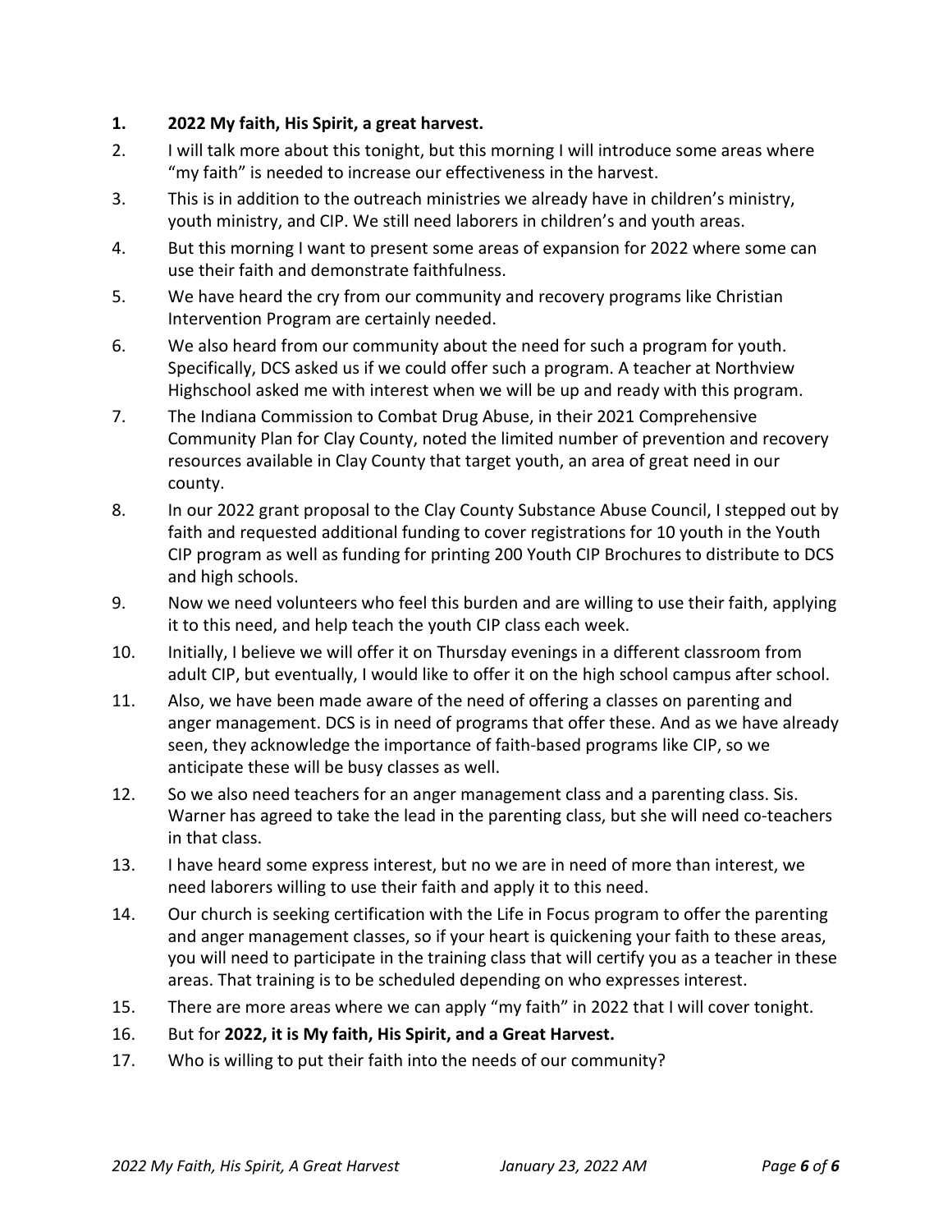1. **2022 My faith, His Spirit, a great harvest.**
2. I will talk more about this tonight, but this morning I will introduce some areas where "my faith" is needed to increase our effectiveness in the harvest.
3. This is in addition to the outreach ministries we already have in children's ministry, youth ministry, and CIP. We still need laborers in children's and youth areas.
4. But this morning I want to present some areas of expansion for 2022 where some can use their faith and demonstrate faithfulness.
5. We have heard the cry from our community and recovery programs like Christian Intervention Program are certainly needed.
6. We also heard from our community about the need for such a program for youth. Specifically, DCS asked us if we could offer such a program. A teacher at Northview Highschool asked me with interest when we will be up and ready with this program.
7. The Indiana Commission to Combat Drug Abuse, in their 2021 Comprehensive Community Plan for Clay County, noted the limited number of prevention and recovery resources available in Clay County that target youth, an area of great need in our county.
8. In our 2022 grant proposal to the Clay County Substance Abuse Council, I stepped out by faith and requested additional funding to cover registrations for 10 youth in the Youth CIP program as well as funding for printing 200 Youth CIP Brochures to distribute to DCS and high schools.
9. Now we need volunteers who feel this burden and are willing to use their faith, applying it to this need, and help teach the youth CIP class each week.
10. Initially, I believe we will offer it on Thursday evenings in a different classroom from adult CIP, but eventually, I would like to offer it on the high school campus after school.
11. Also, we have been made aware of the need of offering a classes on parenting and anger management. DCS is in need of programs that offer these. And as we have already seen, they acknowledge the importance of faith-based programs like CIP, so we anticipate these will be busy classes as well.
12. So we also need teachers for an anger management class and a parenting class. Sis. Warner has agreed to take the lead in the parenting class, but she will need co-teachers in that class.
13. I have heard some express interest, but no we are in need of more than interest, we need laborers willing to use their faith and apply it to this need.
14. Our church is seeking certification with the Life in Focus program to offer the parenting and anger management classes, so if your heart is quickening your faith to these areas, you will need to participate in the training class that will certify you as a teacher in these areas. That training is to be scheduled depending on who expresses interest.
15. There are more areas where we can apply "my faith" in 2022 that I will cover tonight.
16. But for **2022, it is My faith, His Spirit, and a Great Harvest.**
17. Who is willing to put their faith into the needs of our community?